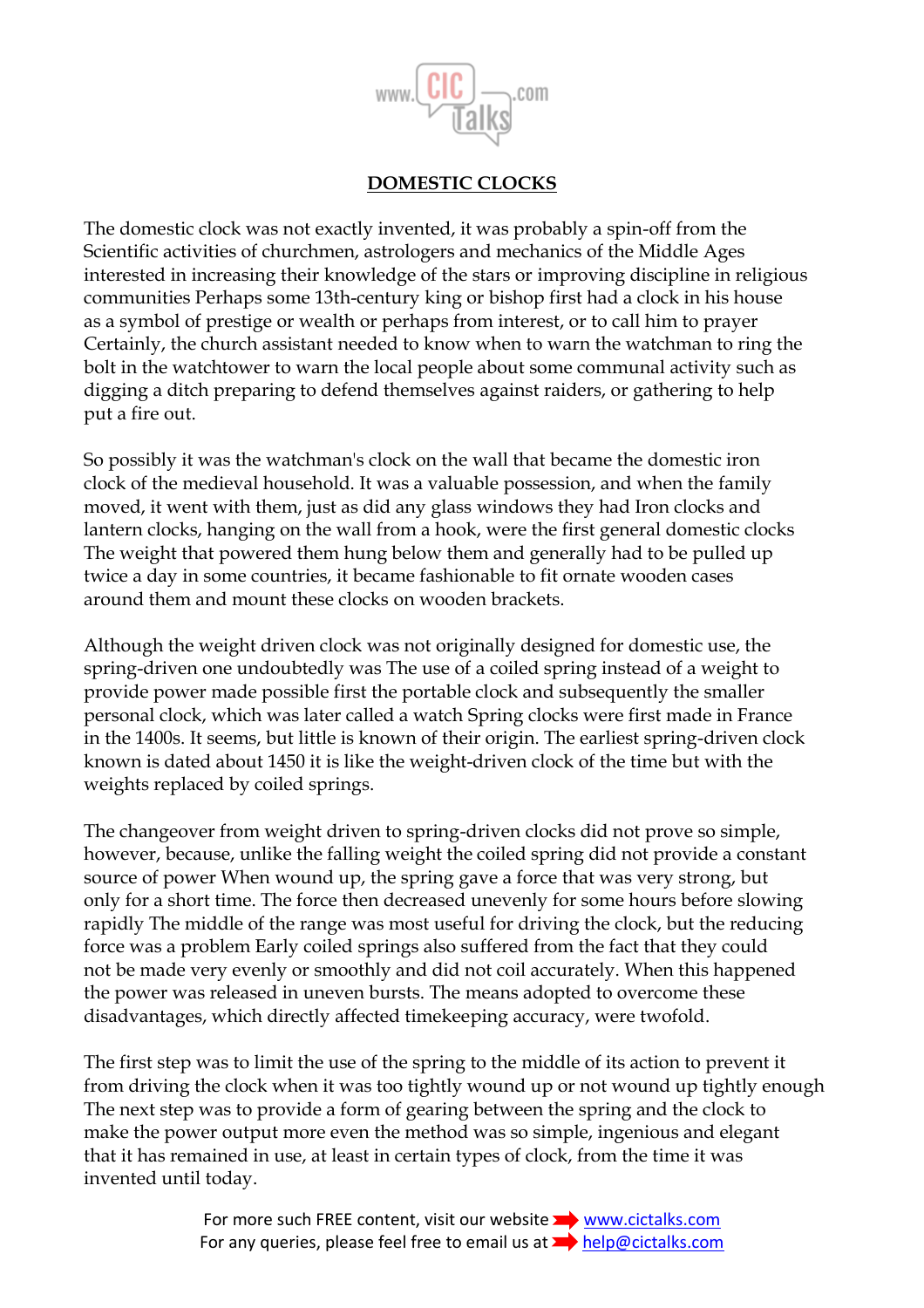# DOMESTIC CLOCKS

The domestic clock was not exactly invented, it was probably a spin-off from the Scientific activities of churchmen, astrologers and mechanics of the Middle Ages interested in increasing their knowledge of the stars or improving discipline in religious communities Perhaps some 13th-century king or bishop first had a clock in his house as a symbol of prestige or wealth or perhaps from interest, or to call him to prayer Certainly, the church assistant needed to know when to warn the watchman to ring the bolt in the watchtower to warn the local people about some communal activity such as digging a ditch preparing to defend themselves against raiders, or gathering to help put a fire out.

So possibly it was the watchman's clock on the wall that became the domestic iron clock of the medieval household. It was a valuable possession, and when the family moved, it went with them, just as did any glass windows they had Iron clocks and lantern clocks, hanging on the wall from a hook, were the first general domestic clocks The weight that powered them hung below them and generally had to be pulled up twice a day in some countries, it became fashionable to fit ornate wooden cases around them and mount these clocks on wooden brackets.

Although the weight driven clock was not originally designed for domestic use, the spring-driven one undoubtedly was The use of a coiled spring instead of a weight to provide power made possible first the portable clock and subsequently the smaller personal clock, which was later called a watch Spring clocks were first made in France in the 1400s. It seems, but little is known of their origin. The earliest spring-driven clock known is dated about 1450 it is like the weight-driven clock of the time but with the weights replaced by coiled springs.

The changeover from weight driven to spring-driven clocks did not prove so simple, however, because, unlike the falling weight the coiled spring did not provide a constant source of power When wound up, the spring gave a force that was very strong, but only for a short time. The force then decreased unevenly for some hours before slowing rapidly The middle of the range was most useful for driving the clock, but the reducing force was a problem Early coiled springs also suffered from the fact that they could not be made very evenly or smoothly and did not coil accurately. When this happened the power was released in uneven bursts. The means adopted to overcome these disadvantages, which directly affected timekeeping accuracy, were twofold.

The first step was to limit the use of the spring to the middle of its action to prevent it from driving the clock when it was too tightly wound up or not wound up tightly enough The next step was to provide a form of gearing between the spring and the clock to make the power output more even the method was so simple, ingenious and elegant that it has remained in use, at least in certain types of clock, from the time it was invented until today.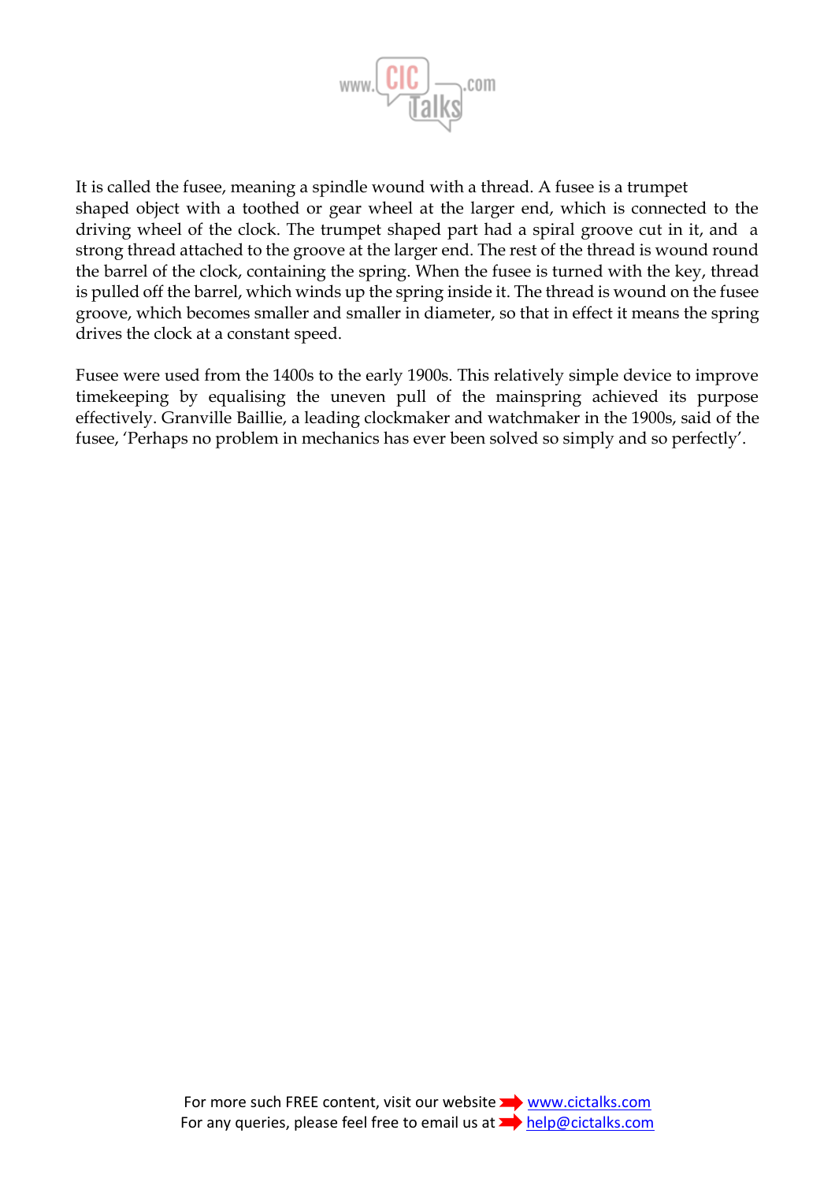It is called the fusee, meaning a spindle wound with a thread. A fusee is a trumpet shaped object with a toothed or gear wheel at the larger end, which is connected to the driving wheel of the clock. The trumpet shaped part had a spiral groove cut in it, and a strong thread attached to the groove at the larger end. The rest of the thread is wound round the barrel of the clock, containing the spring. When the fusee is turned with the key, thread is pulled off the barrel, which winds up the spring inside it. The thread is wound on the fusee groove, which becomes smaller and smaller in diameter, so that in effect it means the spring drives the clock at a constant speed.

Fusee were used from the 1400s to the early 1900s. This relatively simple device to improve timekeeping by equalising the uneven pull of the mainspring achieved its purpose effectively. Granville Baillie, a leading clockmaker and watchmaker in the 1900s, said of the fusee, 'Perhaps no problem in mechanics has ever been solved so simply and so perfectly'.